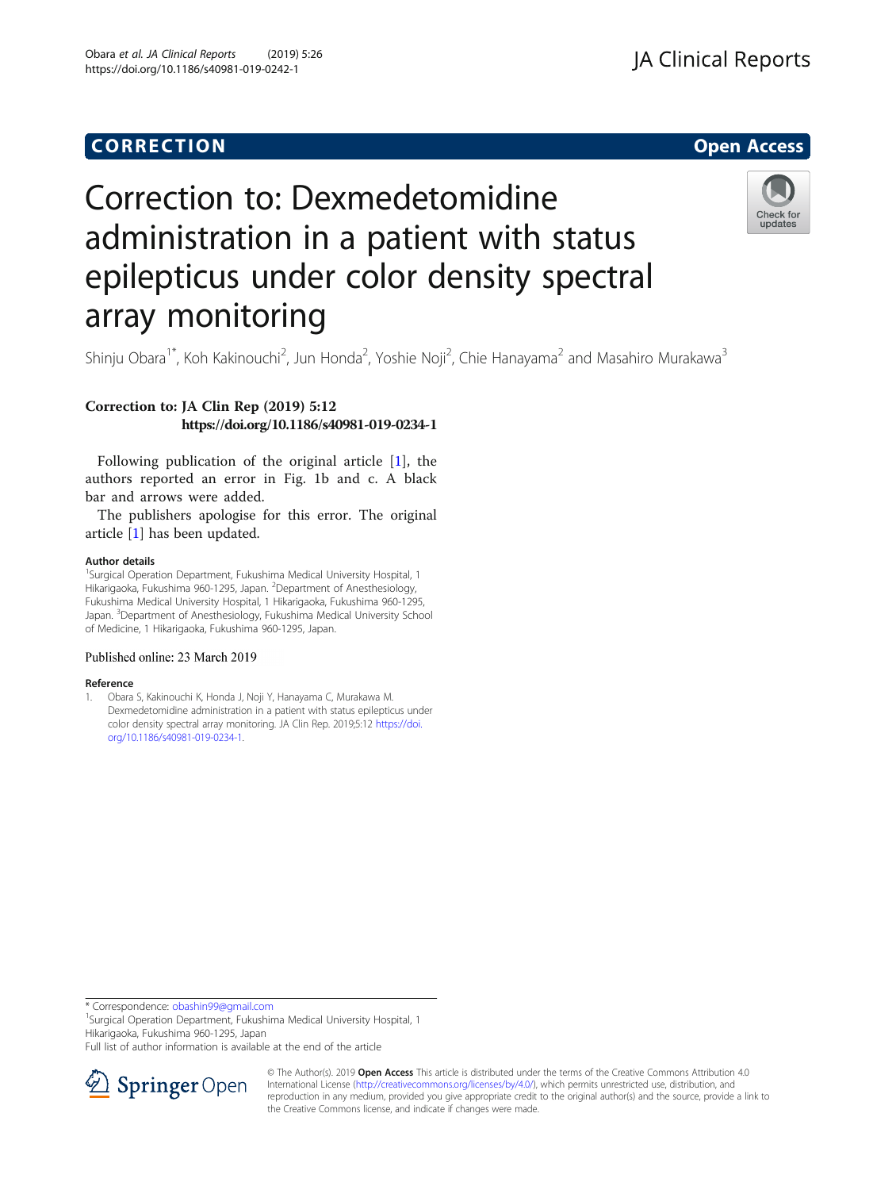# CORRECTION

# Correction to: Dexmedetomidine administration in a patient with status epilepticus under color density spectral array monitoring

Shinju Obara[1*], Koh Kakinouchi[2], Jun Honda[2], Yoshie Noji[2], Chie Hanayama[2] and Masahiro Murakawa[3]

**Correction to: JA Clin Rep (2019) 5:12**
**https://doi.org/10.1186/s40981-019-0234-1**

Following publication of the original article [1], the authors reported an error in Fig. 1b and c. A black bar and arrows were added.

The publishers apologise for this error. The original article [1] has been updated.

### Author details

[1]Surgical Operation Department, Fukushima Medical University Hospital, 1 Hikarigaoka, Fukushima 960-1295, Japan. [2]Department of Anesthesiology, Fukushima Medical University Hospital, 1 Hikarigaoka, Fukushima 960-1295, Japan. [3]Department of Anesthesiology, Fukushima Medical University School of Medicine, 1 Hikarigaoka, Fukushima 960-1295, Japan.

Published online: 23 March 2019

### Reference

1. Obara S, Kakinouchi K, Honda J, Noji Y, Hanayama C, Murakawa M. Dexmedetomidine administration in a patient with status epilepticus under color density spectral array monitoring. JA Clin Rep. 2019;5:12 https://doi.org/10.1186/s40981-019-0234-1.

\* Correspondence: obashin99@gmail.com
[1]Surgical Operation Department, Fukushima Medical University Hospital, 1 Hikarigaoka, Fukushima 960-1295, Japan
Full list of author information is available at the end of the article

© The Author(s). 2019 **Open Access** This article is distributed under the terms of the Creative Commons Attribution 4.0 International License (http://creativecommons.org/licenses/by/4.0/), which permits unrestricted use, distribution, and reproduction in any medium, provided you give appropriate credit to the original author(s) and the source, provide a link to the Creative Commons license, and indicate if changes were made.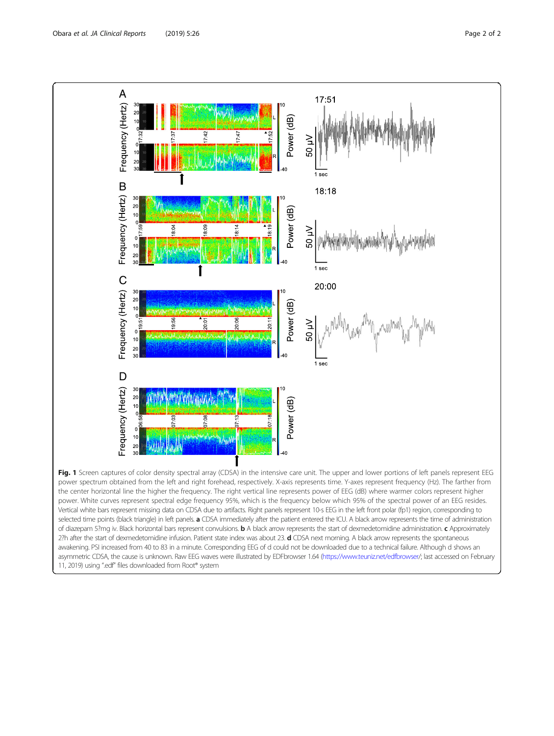A

Frequency (Hertz)

Power (dB)

17:51

50 μV

1 sec

B

18:18

C

20:00

D

**Fig. 1** Screen captures of color density spectral array (CDSA) in the intensive care unit. The upper and lower portions of left panels represent EEG power spectrum obtained from the left and right forehead, respectively. X-axis represents time. Y-axes represent frequency (Hz). The farther from the center horizontal line the higher the frequency. The right vertical line represents power of EEG (dB) where warmer colors represent higher power. White curves represent spectral edge frequency 95%, which is the frequency below which 95% of the spectral power of an EEG resides. Vertical white bars represent missing data on CDSA due to artifacts. Right panels represent 10-s EEG in the left front polar (fp1) region, corresponding to selected time points (black triangle) in left panels. **a** CDSA immediately after the patient entered the ICU. A black arrow represents the time of administration of diazepam 5?mg iv. Black horizontal bars represent convulsions. **b** A black arrow represents the start of dexmedetomidine administration. **c** Approximately 2?h after the start of dexmedetomidine infusion. Patient state index was about 23. **d** CDSA next morning. A black arrow represents the spontaneous awakening. PSI increased from 40 to 83 in a minute. Corresponding EEG of d could not be downloaded due to a technical failure. Although d shows an asymmetric CDSA, the cause is unknown. Raw EEG waves were illustrated by EDFbrowser 1.64 (https://www.teuniz.net/edfbrowser/; last accessed on February 11, 2019) using ".edf" files downloaded from Root® system